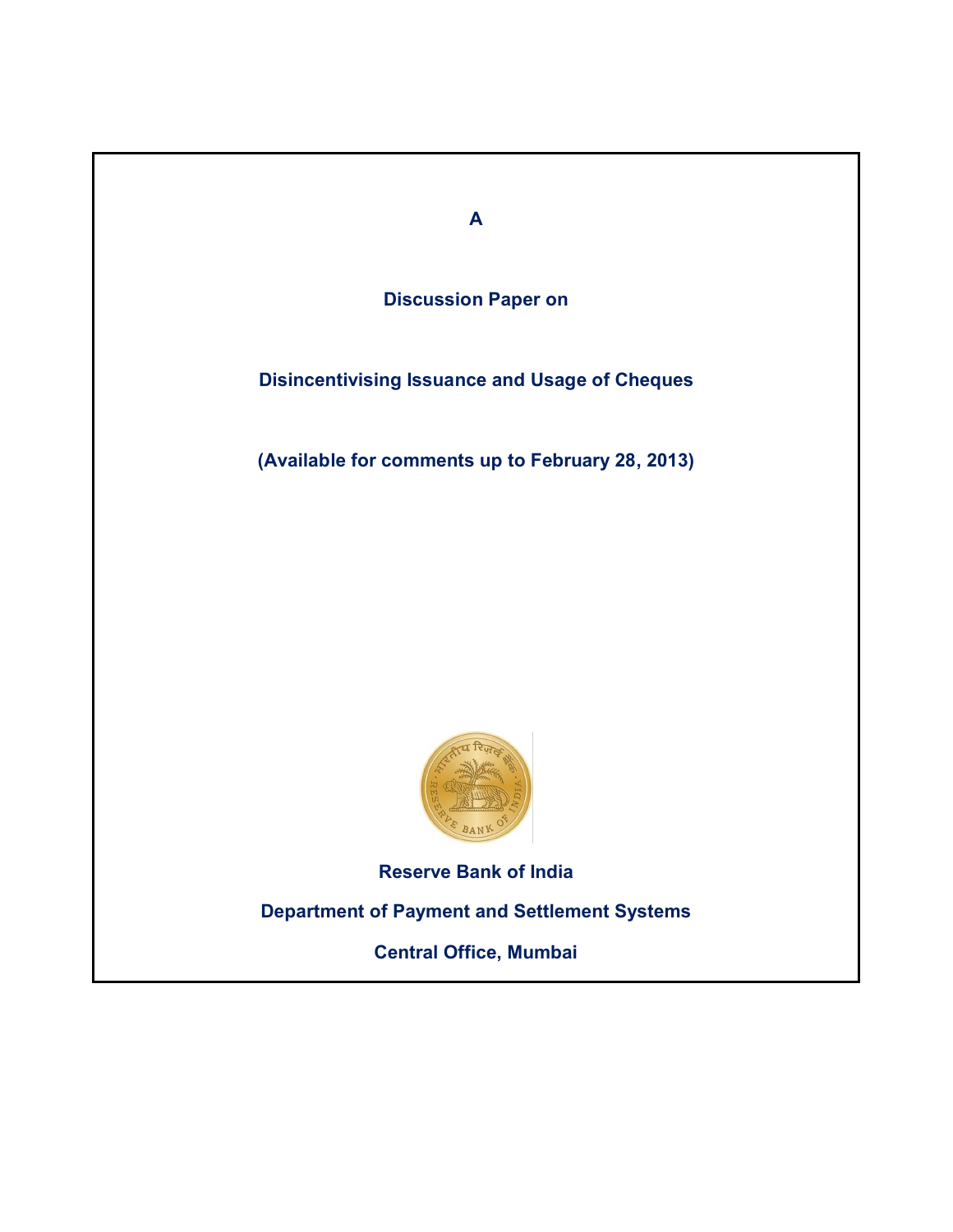**A**

# Discussion Paper on

# Disincentivising Issuance and Usage of Cheques

**(Available for comments up to February 28, 2013)**

**Reserve Bank of India**

**Department of Payment and Settlement Systems**

**Central Office, Mumbai**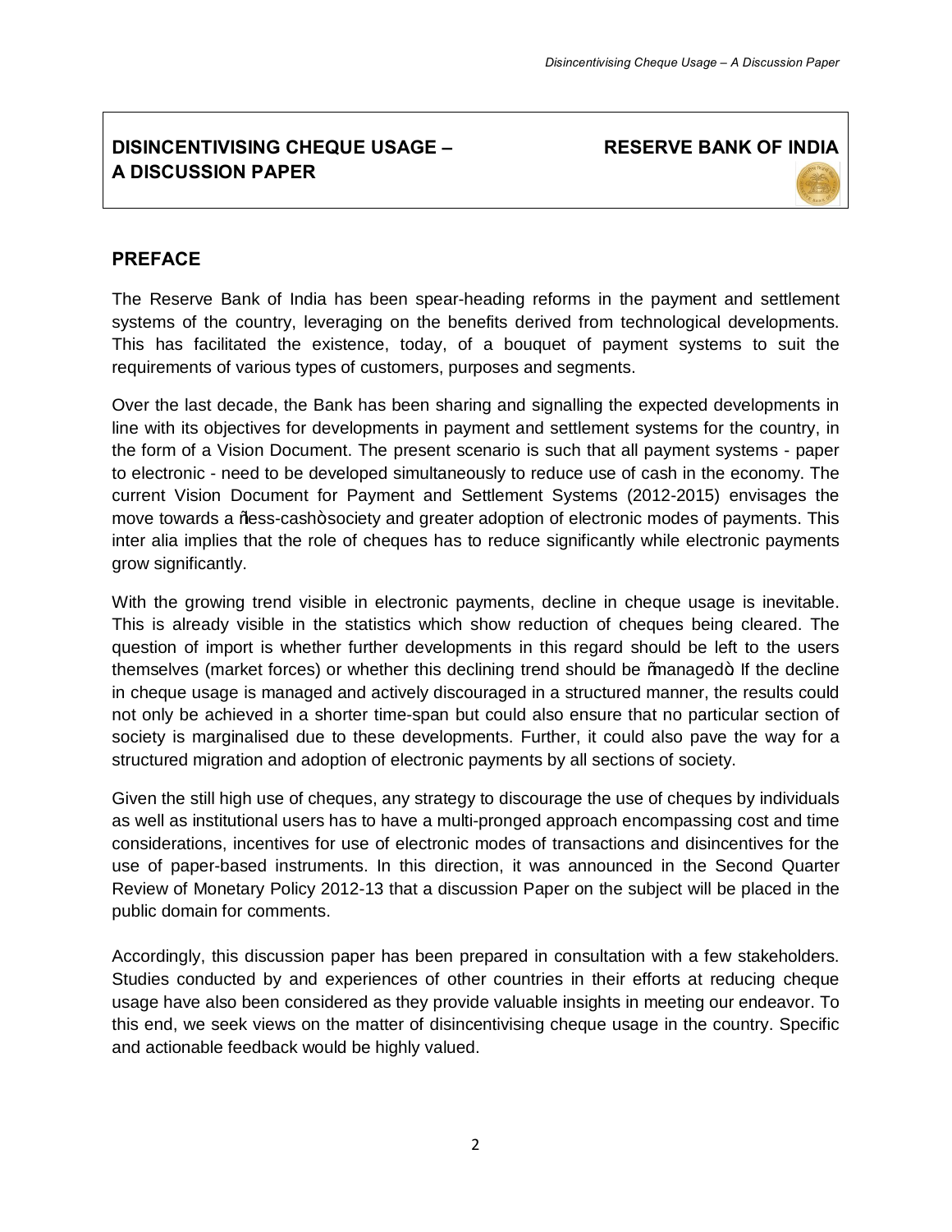**DISINCENTIVISING CHEQUE USAGE – A DISCUSSION PAPER**

**RESERVE BANK OF INDIA**

## PREFACE

The Reserve Bank of India has been spear-heading reforms in the payment and settlement systems of the country, leveraging on the benefits derived from technological developments. This has facilitated the existence, today, of a bouquet of payment systems to suit the requirements of various types of customers, purposes and segments.

Over the last decade, the Bank has been sharing and signalling the expected developments in line with its objectives for developments in payment and settlement systems for the country, in the form of a Vision Document. The present scenario is such that all payment systems - paper to electronic - need to be developed simultaneously to reduce use of cash in the economy. The current Vision Document for Payment and Settlement Systems (2012-2015) envisages the move towards a "less-cash" society and greater adoption of electronic modes of payments. This inter alia implies that the role of cheques has to reduce significantly while electronic payments grow significantly.

With the growing trend visible in electronic payments, decline in cheque usage is inevitable. This is already visible in the statistics which show reduction of cheques being cleared. The question of import is whether further developments in this regard should be left to the users themselves (market forces) or whether this declining trend should be "managed". If the decline in cheque usage is managed and actively discouraged in a structured manner, the results could not only be achieved in a shorter time-span but could also ensure that no particular section of society is marginalised due to these developments. Further, it could also pave the way for a structured migration and adoption of electronic payments by all sections of society.

Given the still high use of cheques, any strategy to discourage the use of cheques by individuals as well as institutional users has to have a multi-pronged approach encompassing cost and time considerations, incentives for use of electronic modes of transactions and disincentives for the use of paper-based instruments. In this direction, it was announced in the Second Quarter Review of Monetary Policy 2012-13 that a discussion Paper on the subject will be placed in the public domain for comments.

Accordingly, this discussion paper has been prepared in consultation with a few stakeholders. Studies conducted by and experiences of other countries in their efforts at reducing cheque usage have also been considered as they provide valuable insights in meeting our endeavor. To this end, we seek views on the matter of disincentivising cheque usage in the country. Specific and actionable feedback would be highly valued.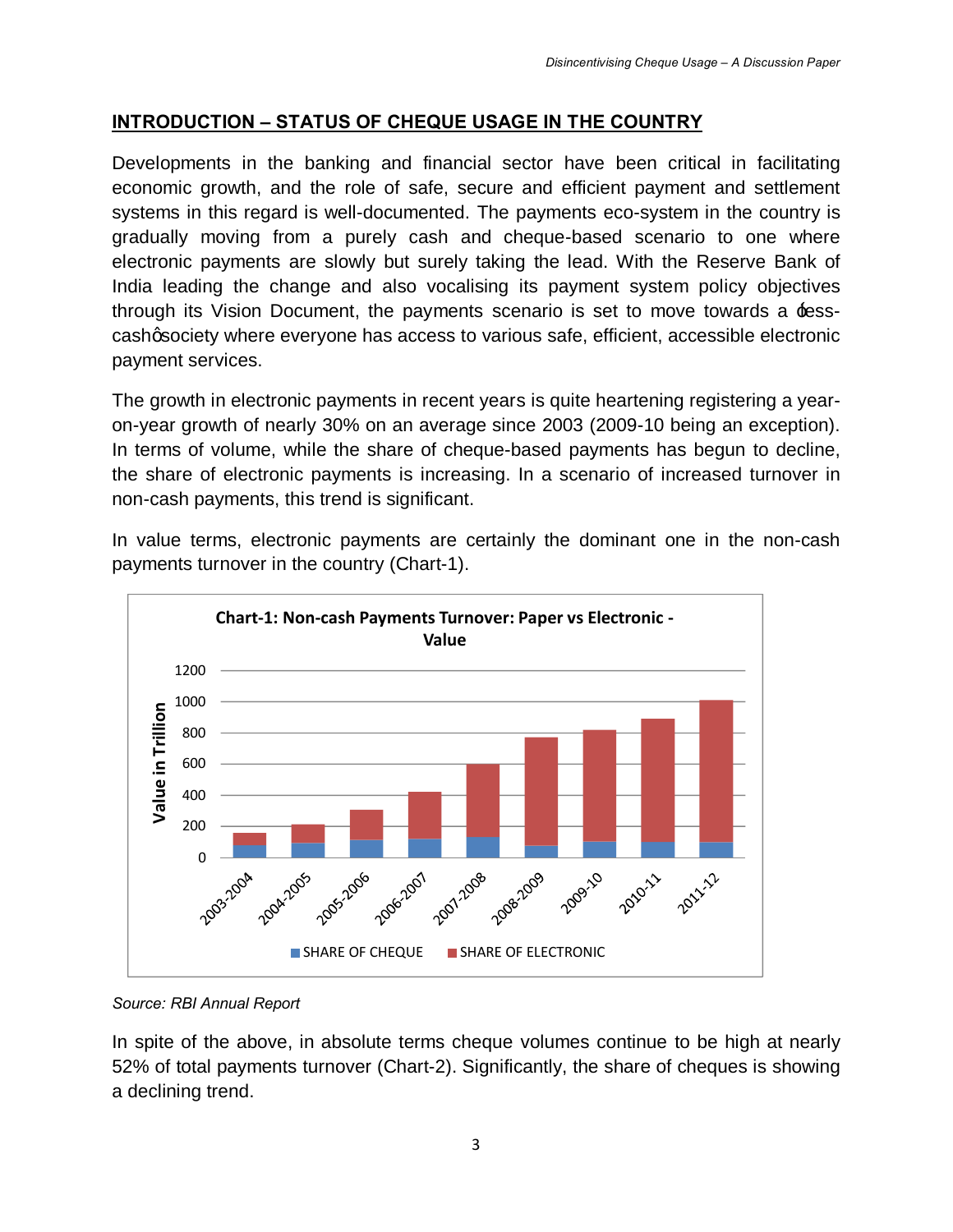## INTRODUCTION – STATUS OF CHEQUE USAGE IN THE COUNTRY

Developments in the banking and financial sector have been critical in facilitating economic growth, and the role of safe, secure and efficient payment and settlement systems in this regard is well-documented. The payments eco-system in the country is gradually moving from a purely cash and cheque-based scenario to one where electronic payments are slowly but surely taking the lead. With the Reserve Bank of India leading the change and also vocalising its payment system policy objectives through its Vision Document, the payments scenario is set to move towards a 'less-cash' society where everyone has access to various safe, efficient, accessible electronic payment services.

The growth in electronic payments in recent years is quite heartening registering a year-on-year growth of nearly 30% on an average since 2003 (2009-10 being an exception). In terms of volume, while the share of cheque-based payments has begun to decline, the share of electronic payments is increasing. In a scenario of increased turnover in non-cash payments, this trend is significant.

In value terms, electronic payments are certainly the dominant one in the non-cash payments turnover in the country (Chart-1).

**Chart-1: Non-cash Payments Turnover: Paper vs Electronic - Value**

*Source: RBI Annual Report*

In spite of the above, in absolute terms cheque volumes continue to be high at nearly 52% of total payments turnover (Chart-2). Significantly, the share of cheques is showing a declining trend.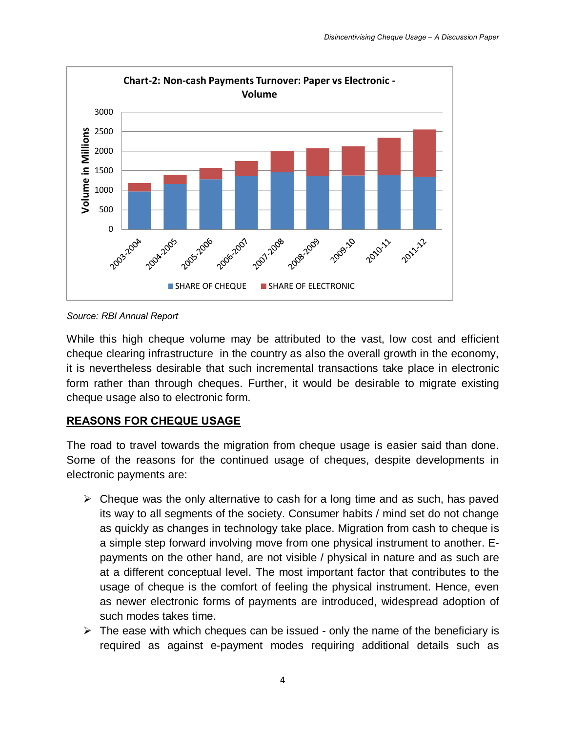**Chart-2: Non-cash Payments Turnover: Paper vs Electronic - Volume**

Volume in Millions: 0, 500, 1000, 1500, 2000, 2500, 3000

2003-2004, 2004-2005, 2005-2006, 2006-2007, 2007-2008, 2008-2009, 2009-10, 2010-11, 2011-12

■ SHARE OF CHEQUE ■ SHARE OF ELECTRONIC

*Source: RBI Annual Report*

While this high cheque volume may be attributed to the vast, low cost and efficient cheque clearing infrastructure in the country as also the overall growth in the economy, it is nevertheless desirable that such incremental transactions take place in electronic form rather than through cheques. Further, it would be desirable to migrate existing cheque usage also to electronic form.

## REASONS FOR CHEQUE USAGE

The road to travel towards the migration from cheque usage is easier said than done. Some of the reasons for the continued usage of cheques, despite developments in electronic payments are:

- Cheque was the only alternative to cash for a long time and as such, has paved its way to all segments of the society. Consumer habits / mind set do not change as quickly as changes in technology take place. Migration from cash to cheque is a simple step forward involving move from one physical instrument to another. E-payments on the other hand, are not visible / physical in nature and as such are at a different conceptual level. The most important factor that contributes to the usage of cheque is the comfort of feeling the physical instrument. Hence, even as newer electronic forms of payments are introduced, widespread adoption of such modes takes time.
- The ease with which cheques can be issued - only the name of the beneficiary is required as against e-payment modes requiring additional details such as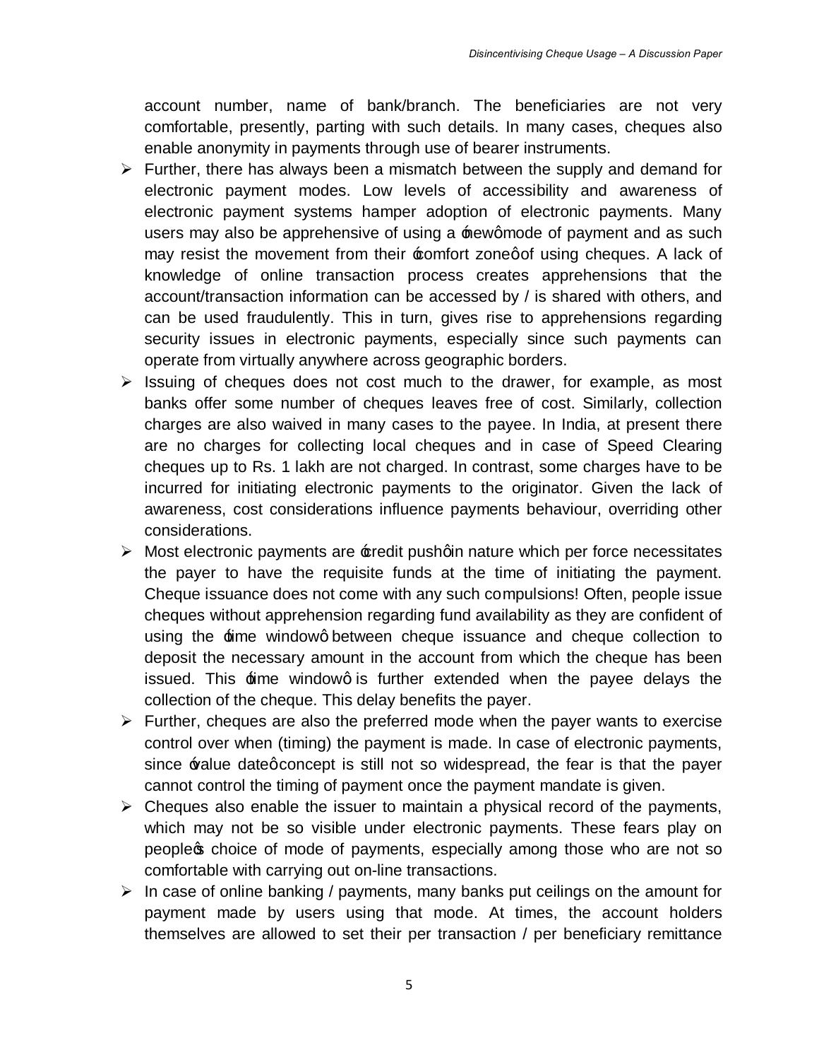account number, name of bank/branch. The beneficiaries are not very comfortable, presently, parting with such details. In many cases, cheques also enable anonymity in payments through use of bearer instruments.

- Further, there has always been a mismatch between the supply and demand for electronic payment modes. Low levels of accessibility and awareness of electronic payment systems hamper adoption of electronic payments. Many users may also be apprehensive of using a 'new' mode of payment and as such may resist the movement from their 'comfort zone' of using cheques. A lack of knowledge of online transaction process creates apprehensions that the account/transaction information can be accessed by / is shared with others, and can be used fraudulently. This in turn, gives rise to apprehensions regarding security issues in electronic payments, especially since such payments can operate from virtually anywhere across geographic borders.
- Issuing of cheques does not cost much to the drawer, for example, as most banks offer some number of cheques leaves free of cost. Similarly, collection charges are also waived in many cases to the payee. In India, at present there are no charges for collecting local cheques and in case of Speed Clearing cheques up to Rs. 1 lakh are not charged. In contrast, some charges have to be incurred for initiating electronic payments to the originator. Given the lack of awareness, cost considerations influence payments behaviour, overriding other considerations.
- Most electronic payments are 'credit push' in nature which per force necessitates the payer to have the requisite funds at the time of initiating the payment. Cheque issuance does not come with any such compulsions! Often, people issue cheques without apprehension regarding fund availability as they are confident of using the 'time window' between cheque issuance and cheque collection to deposit the necessary amount in the account from which the cheque has been issued. This 'time window' is further extended when the payee delays the collection of the cheque. This delay benefits the payer.
- Further, cheques are also the preferred mode when the payer wants to exercise control over when (timing) the payment is made. In case of electronic payments, since 'value date' concept is still not so widespread, the fear is that the payer cannot control the timing of payment once the payment mandate is given.
- Cheques also enable the issuer to maintain a physical record of the payments, which may not be so visible under electronic payments. These fears play on people's choice of mode of payments, especially among those who are not so comfortable with carrying out on-line transactions.
- In case of online banking / payments, many banks put ceilings on the amount for payment made by users using that mode. At times, the account holders themselves are allowed to set their per transaction / per beneficiary remittance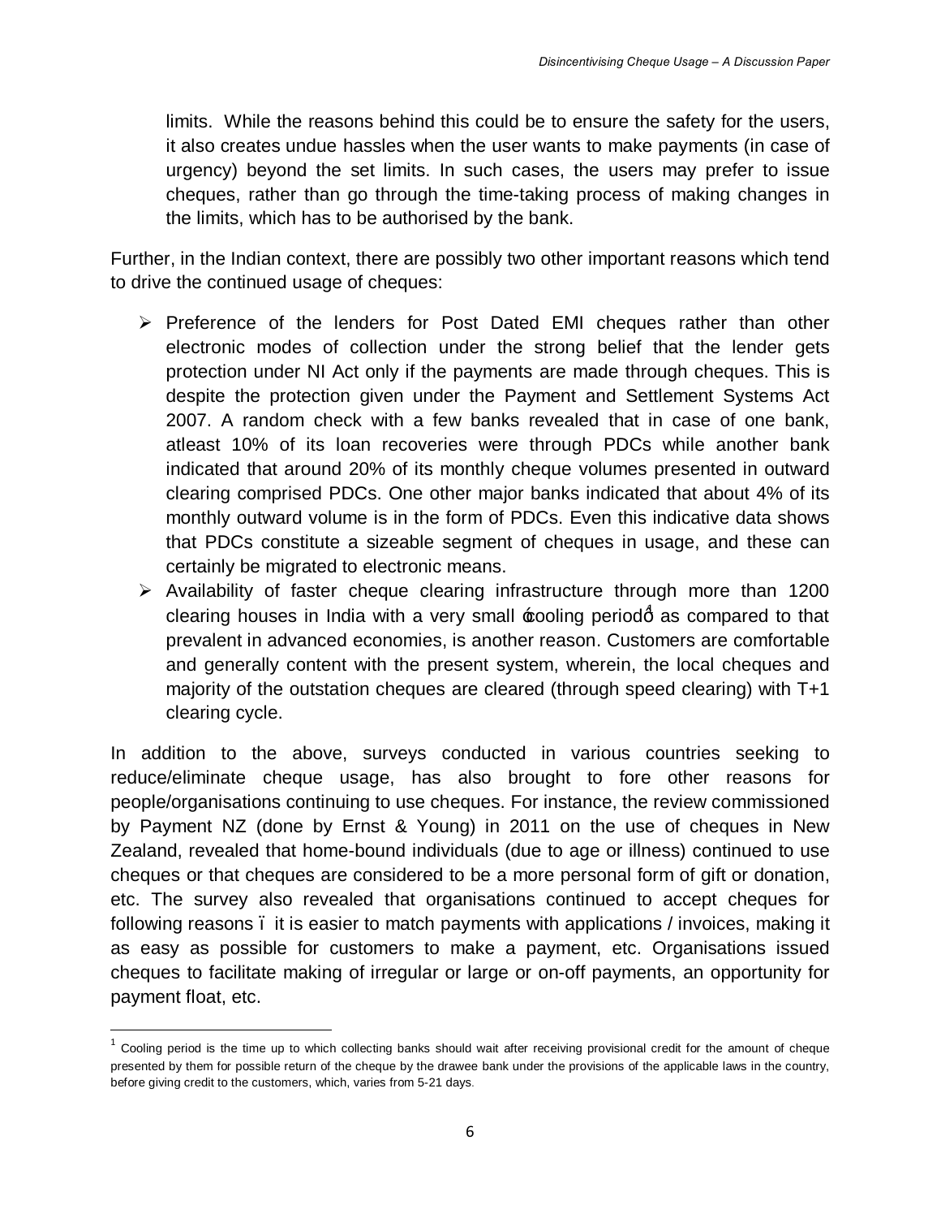limits. While the reasons behind this could be to ensure the safety for the users, it also creates undue hassles when the user wants to make payments (in case of urgency) beyond the set limits. In such cases, the users may prefer to issue cheques, rather than go through the time-taking process of making changes in the limits, which has to be authorised by the bank.

Further, in the Indian context, there are possibly two other important reasons which tend to drive the continued usage of cheques:

- Preference of the lenders for Post Dated EMI cheques rather than other electronic modes of collection under the strong belief that the lender gets protection under NI Act only if the payments are made through cheques. This is despite the protection given under the Payment and Settlement Systems Act 2007. A random check with a few banks revealed that in case of one bank, atleast 10% of its loan recoveries were through PDCs while another bank indicated that around 20% of its monthly cheque volumes presented in outward clearing comprised PDCs. One other major banks indicated that about 4% of its monthly outward volume is in the form of PDCs. Even this indicative data shows that PDCs constitute a sizeable segment of cheques in usage, and these can certainly be migrated to electronic means.
- Availability of faster cheque clearing infrastructure through more than 1200 clearing houses in India with a very small 'cooling period'[1] as compared to that prevalent in advanced economies, is another reason. Customers are comfortable and generally content with the present system, wherein, the local cheques and majority of the outstation cheques are cleared (through speed clearing) with T+1 clearing cycle.

In addition to the above, surveys conducted in various countries seeking to reduce/eliminate cheque usage, has also brought to fore other reasons for people/organisations continuing to use cheques. For instance, the review commissioned by Payment NZ (done by Ernst & Young) in 2011 on the use of cheques in New Zealand, revealed that home-bound individuals (due to age or illness) continued to use cheques or that cheques are considered to be a more personal form of gift or donation, etc. The survey also revealed that organisations continued to accept cheques for following reasons – it is easier to match payments with applications / invoices, making it as easy as possible for customers to make a payment, etc. Organisations issued cheques to facilitate making of irregular or large or on-off payments, an opportunity for payment float, etc.

---

[1] Cooling period is the time up to which collecting banks should wait after receiving provisional credit for the amount of cheque presented by them for possible return of the cheque by the drawee bank under the provisions of the applicable laws in the country, before giving credit to the customers, which, varies from 5-21 days.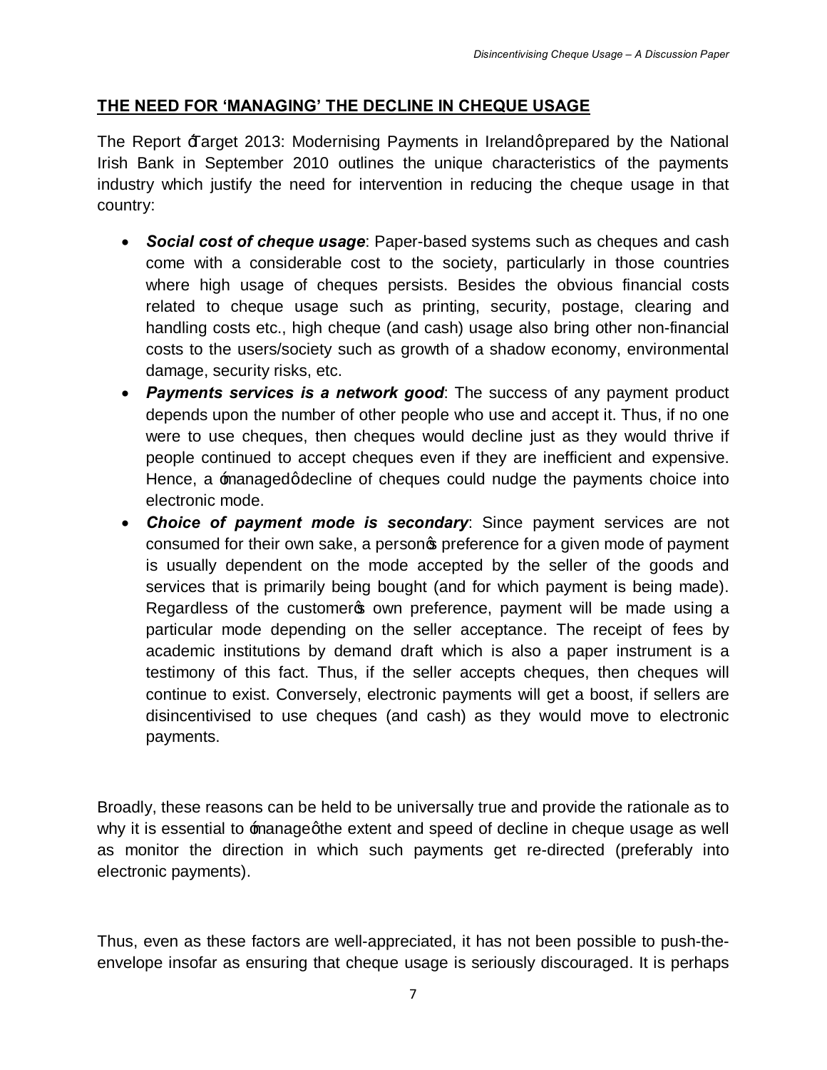## THE NEED FOR 'MANAGING' THE DECLINE IN CHEQUE USAGE

The Report "Target 2013: Modernising Payments in Ireland" prepared by the National Irish Bank in September 2010 outlines the unique characteristics of the payments industry which justify the need for intervention in reducing the cheque usage in that country:

- ***Social cost of cheque usage***: Paper-based systems such as cheques and cash come with a considerable cost to the society, particularly in those countries where high usage of cheques persists. Besides the obvious financial costs related to cheque usage such as printing, security, postage, clearing and handling costs etc., high cheque (and cash) usage also bring other non-financial costs to the users/society such as growth of a shadow economy, environmental damage, security risks, etc.
- ***Payments services is a network good***: The success of any payment product depends upon the number of other people who use and accept it. Thus, if no one were to use cheques, then cheques would decline just as they would thrive if people continued to accept cheques even if they are inefficient and expensive. Hence, a 'managed' decline of cheques could nudge the payments choice into electronic mode.
- ***Choice of payment mode is secondary***: Since payment services are not consumed for their own sake, a person's preference for a given mode of payment is usually dependent on the mode accepted by the seller of the goods and services that is primarily being bought (and for which payment is being made). Regardless of the customer's own preference, payment will be made using a particular mode depending on the seller acceptance. The receipt of fees by academic institutions by demand draft which is also a paper instrument is a testimony of this fact. Thus, if the seller accepts cheques, then cheques will continue to exist. Conversely, electronic payments will get a boost, if sellers are disincentivised to use cheques (and cash) as they would move to electronic payments.

Broadly, these reasons can be held to be universally true and provide the rationale as to why it is essential to 'manage' the extent and speed of decline in cheque usage as well as monitor the direction in which such payments get re-directed (preferably into electronic payments).

Thus, even as these factors are well-appreciated, it has not been possible to push-the-envelope insofar as ensuring that cheque usage is seriously discouraged. It is perhaps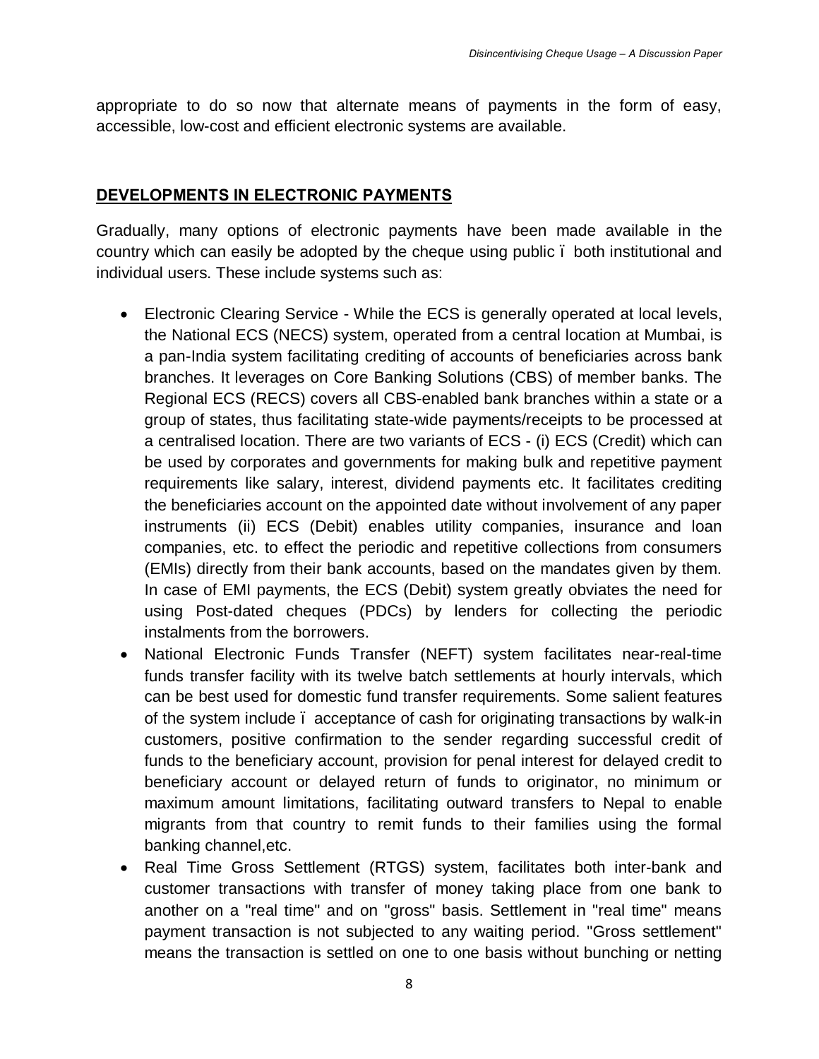appropriate to do so now that alternate means of payments in the form of easy, accessible, low-cost and efficient electronic systems are available.

## DEVELOPMENTS IN ELECTRONIC PAYMENTS

Gradually, many options of electronic payments have been made available in the country which can easily be adopted by the cheque using public – both institutional and individual users. These include systems such as:

- Electronic Clearing Service - While the ECS is generally operated at local levels, the National ECS (NECS) system, operated from a central location at Mumbai, is a pan-India system facilitating crediting of accounts of beneficiaries across bank branches. It leverages on Core Banking Solutions (CBS) of member banks. The Regional ECS (RECS) covers all CBS-enabled bank branches within a state or a group of states, thus facilitating state-wide payments/receipts to be processed at a centralised location. There are two variants of ECS - (i) ECS (Credit) which can be used by corporates and governments for making bulk and repetitive payment requirements like salary, interest, dividend payments etc. It facilitates crediting the beneficiaries account on the appointed date without involvement of any paper instruments (ii) ECS (Debit) enables utility companies, insurance and loan companies, etc. to effect the periodic and repetitive collections from consumers (EMIs) directly from their bank accounts, based on the mandates given by them. In case of EMI payments, the ECS (Debit) system greatly obviates the need for using Post-dated cheques (PDCs) by lenders for collecting the periodic instalments from the borrowers.
- National Electronic Funds Transfer (NEFT) system facilitates near-real-time funds transfer facility with its twelve batch settlements at hourly intervals, which can be best used for domestic fund transfer requirements. Some salient features of the system include – acceptance of cash for originating transactions by walk-in customers, positive confirmation to the sender regarding successful credit of funds to the beneficiary account, provision for penal interest for delayed credit to beneficiary account or delayed return of funds to originator, no minimum or maximum amount limitations, facilitating outward transfers to Nepal to enable migrants from that country to remit funds to their families using the formal banking channel,etc.
- Real Time Gross Settlement (RTGS) system, facilitates both inter-bank and customer transactions with transfer of money taking place from one bank to another on a "real time" and on "gross" basis. Settlement in "real time" means payment transaction is not subjected to any waiting period. "Gross settlement" means the transaction is settled on one to one basis without bunching or netting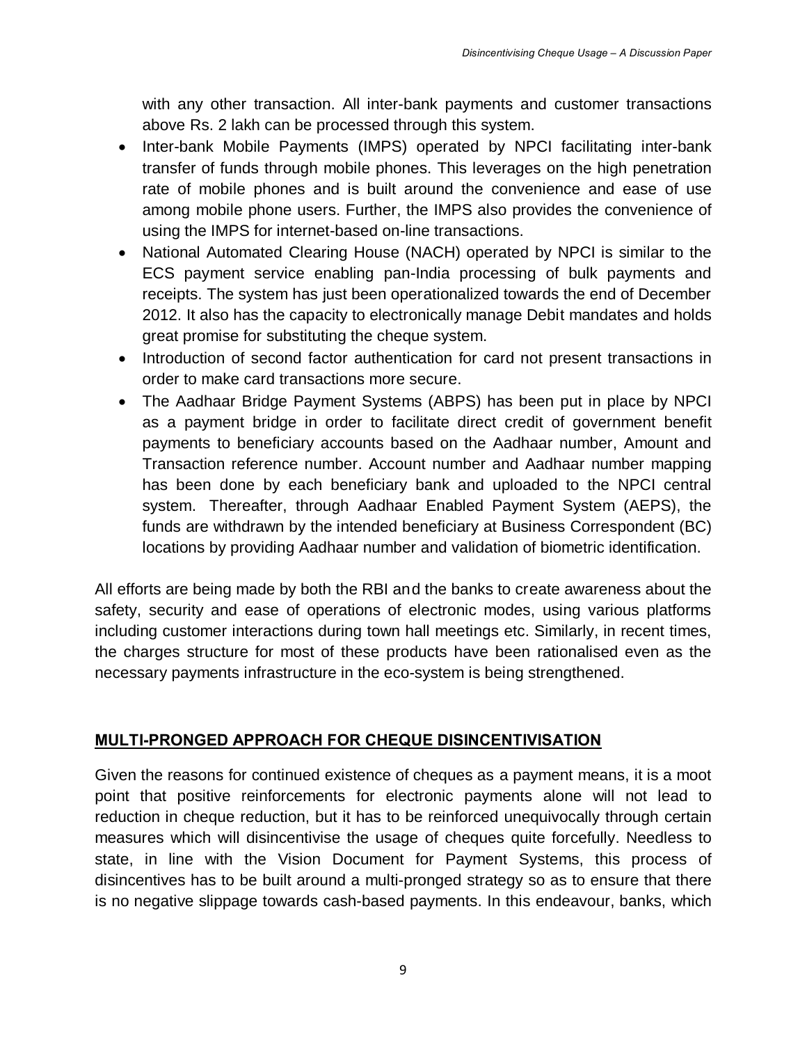with any other transaction. All inter-bank payments and customer transactions above Rs. 2 lakh can be processed through this system.

- Inter-bank Mobile Payments (IMPS) operated by NPCI facilitating inter-bank transfer of funds through mobile phones. This leverages on the high penetration rate of mobile phones and is built around the convenience and ease of use among mobile phone users. Further, the IMPS also provides the convenience of using the IMPS for internet-based on-line transactions.
- National Automated Clearing House (NACH) operated by NPCI is similar to the ECS payment service enabling pan-India processing of bulk payments and receipts. The system has just been operationalized towards the end of December 2012. It also has the capacity to electronically manage Debit mandates and holds great promise for substituting the cheque system.
- Introduction of second factor authentication for card not present transactions in order to make card transactions more secure.
- The Aadhaar Bridge Payment Systems (ABPS) has been put in place by NPCI as a payment bridge in order to facilitate direct credit of government benefit payments to beneficiary accounts based on the Aadhaar number, Amount and Transaction reference number. Account number and Aadhaar number mapping has been done by each beneficiary bank and uploaded to the NPCI central system. Thereafter, through Aadhaar Enabled Payment System (AEPS), the funds are withdrawn by the intended beneficiary at Business Correspondent (BC) locations by providing Aadhaar number and validation of biometric identification.

All efforts are being made by both the RBI and the banks to create awareness about the safety, security and ease of operations of electronic modes, using various platforms including customer interactions during town hall meetings etc. Similarly, in recent times, the charges structure for most of these products have been rationalised even as the necessary payments infrastructure in the eco-system is being strengthened.

## MULTI-PRONGED APPROACH FOR CHEQUE DISINCENTIVISATION

Given the reasons for continued existence of cheques as a payment means, it is a moot point that positive reinforcements for electronic payments alone will not lead to reduction in cheque reduction, but it has to be reinforced unequivocally through certain measures which will disincentivise the usage of cheques quite forcefully. Needless to state, in line with the Vision Document for Payment Systems, this process of disincentives has to be built around a multi-pronged strategy so as to ensure that there is no negative slippage towards cash-based payments. In this endeavour, banks, which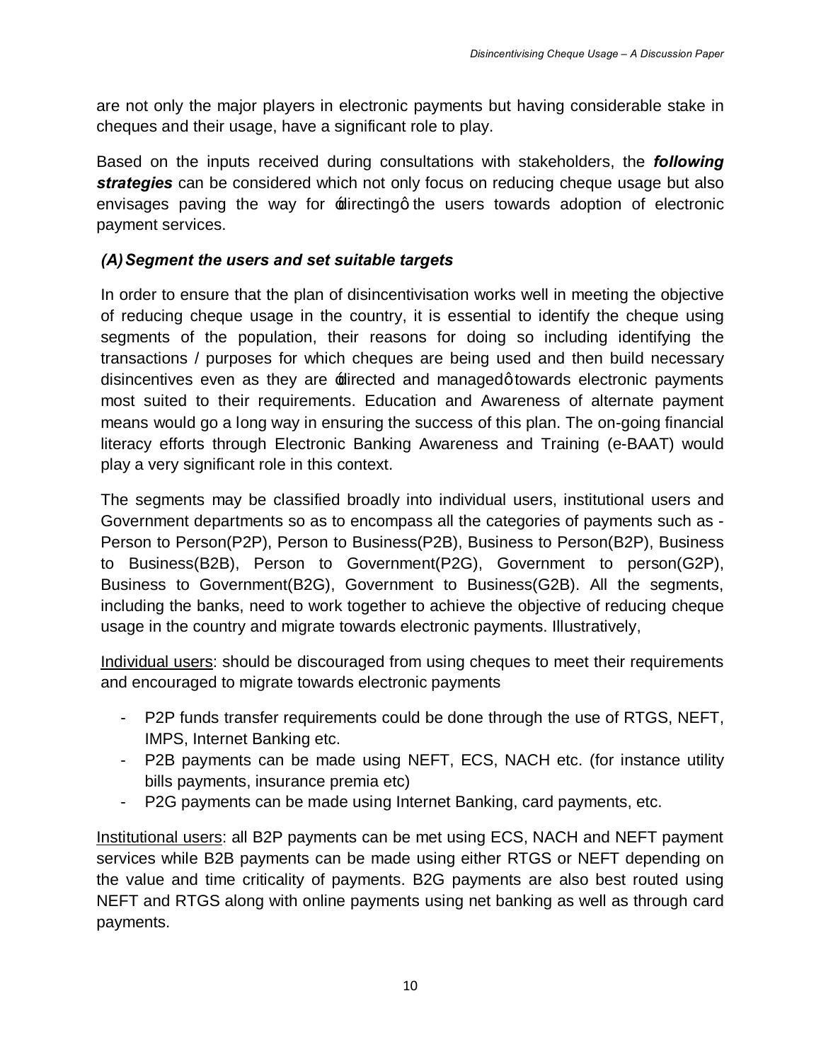are not only the major players in electronic payments but having considerable stake in cheques and their usage, have a significant role to play.

Based on the inputs received during consultations with stakeholders, the ***following strategies*** can be considered which not only focus on reducing cheque usage but also envisages paving the way for 'directing' the users towards adoption of electronic payment services.

### *(A) Segment the users and set suitable targets*

In order to ensure that the plan of disincentivisation works well in meeting the objective of reducing cheque usage in the country, it is essential to identify the cheque using segments of the population, their reasons for doing so including identifying the transactions / purposes for which cheques are being used and then build necessary disincentives even as they are 'directed and managed' towards electronic payments most suited to their requirements. Education and Awareness of alternate payment means would go a long way in ensuring the success of this plan. The on-going financial literacy efforts through Electronic Banking Awareness and Training (e-BAAT) would play a very significant role in this context.

The segments may be classified broadly into individual users, institutional users and Government departments so as to encompass all the categories of payments such as - Person to Person(P2P), Person to Business(P2B), Business to Person(B2P), Business to Business(B2B), Person to Government(P2G), Government to person(G2P), Business to Government(B2G), Government to Business(G2B). All the segments, including the banks, need to work together to achieve the objective of reducing cheque usage in the country and migrate towards electronic payments. Illustratively,

<u>Individual users</u>: should be discouraged from using cheques to meet their requirements and encouraged to migrate towards electronic payments

- P2P funds transfer requirements could be done through the use of RTGS, NEFT, IMPS, Internet Banking etc.
- P2B payments can be made using NEFT, ECS, NACH etc. (for instance utility bills payments, insurance premia etc)
- P2G payments can be made using Internet Banking, card payments, etc.

<u>Institutional users</u>: all B2P payments can be met using ECS, NACH and NEFT payment services while B2B payments can be made using either RTGS or NEFT depending on the value and time criticality of payments. B2G payments are also best routed using NEFT and RTGS along with online payments using net banking as well as through card payments.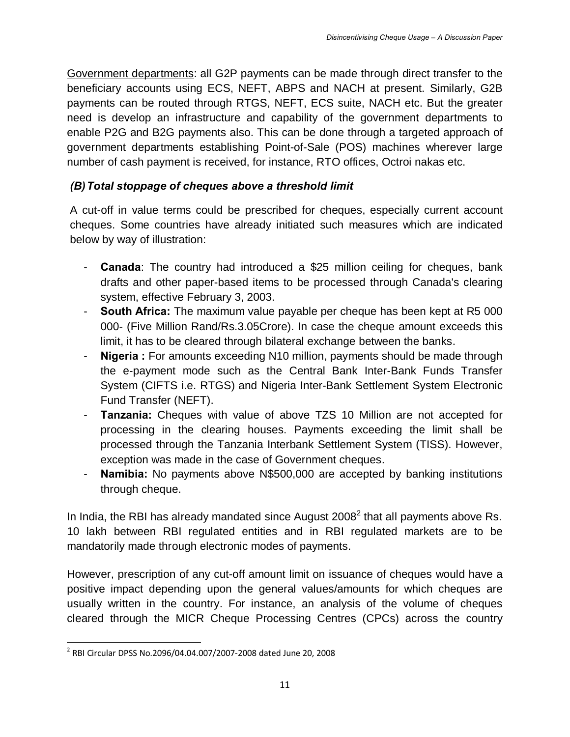Government departments: all G2P payments can be made through direct transfer to the beneficiary accounts using ECS, NEFT, ABPS and NACH at present. Similarly, G2B payments can be routed through RTGS, NEFT, ECS suite, NACH etc. But the greater need is develop an infrastructure and capability of the government departments to enable P2G and B2G payments also. This can be done through a targeted approach of government departments establishing Point-of-Sale (POS) machines wherever large number of cash payment is received, for instance, RTO offices, Octroi nakas etc.

### *(B) Total stoppage of cheques above a threshold limit*

A cut-off in value terms could be prescribed for cheques, especially current account cheques. Some countries have already initiated such measures which are indicated below by way of illustration:

- **Canada**: The country had introduced a $25 million ceiling for cheques, bank drafts and other paper-based items to be processed through Canada's clearing system, effective February 3, 2003.
- **South Africa:** The maximum value payable per cheque has been kept at R5 000 000- (Five Million Rand/Rs.3.05Crore). In case the cheque amount exceeds this limit, it has to be cleared through bilateral exchange between the banks.
- **Nigeria :** For amounts exceeding N10 million, payments should be made through the e-payment mode such as the Central Bank Inter-Bank Funds Transfer System (CIFTS i.e. RTGS) and Nigeria Inter-Bank Settlement System Electronic Fund Transfer (NEFT).
- **Tanzania:** Cheques with value of above TZS 10 Million are not accepted for processing in the clearing houses. Payments exceeding the limit shall be processed through the Tanzania Interbank Settlement System (TISS). However, exception was made in the case of Government cheques.
- **Namibia:** No payments above N$500,000 are accepted by banking institutions through cheque.

In India, the RBI has already mandated since August 2008[2] that all payments above Rs. 10 lakh between RBI regulated entities and in RBI regulated markets are to be mandatorily made through electronic modes of payments.

However, prescription of any cut-off amount limit on issuance of cheques would have a positive impact depending upon the general values/amounts for which cheques are usually written in the country. For instance, an analysis of the volume of cheques cleared through the MICR Cheque Processing Centres (CPCs) across the country

[2] RBI Circular DPSS No.2096/04.04.007/2007-2008 dated June 20, 2008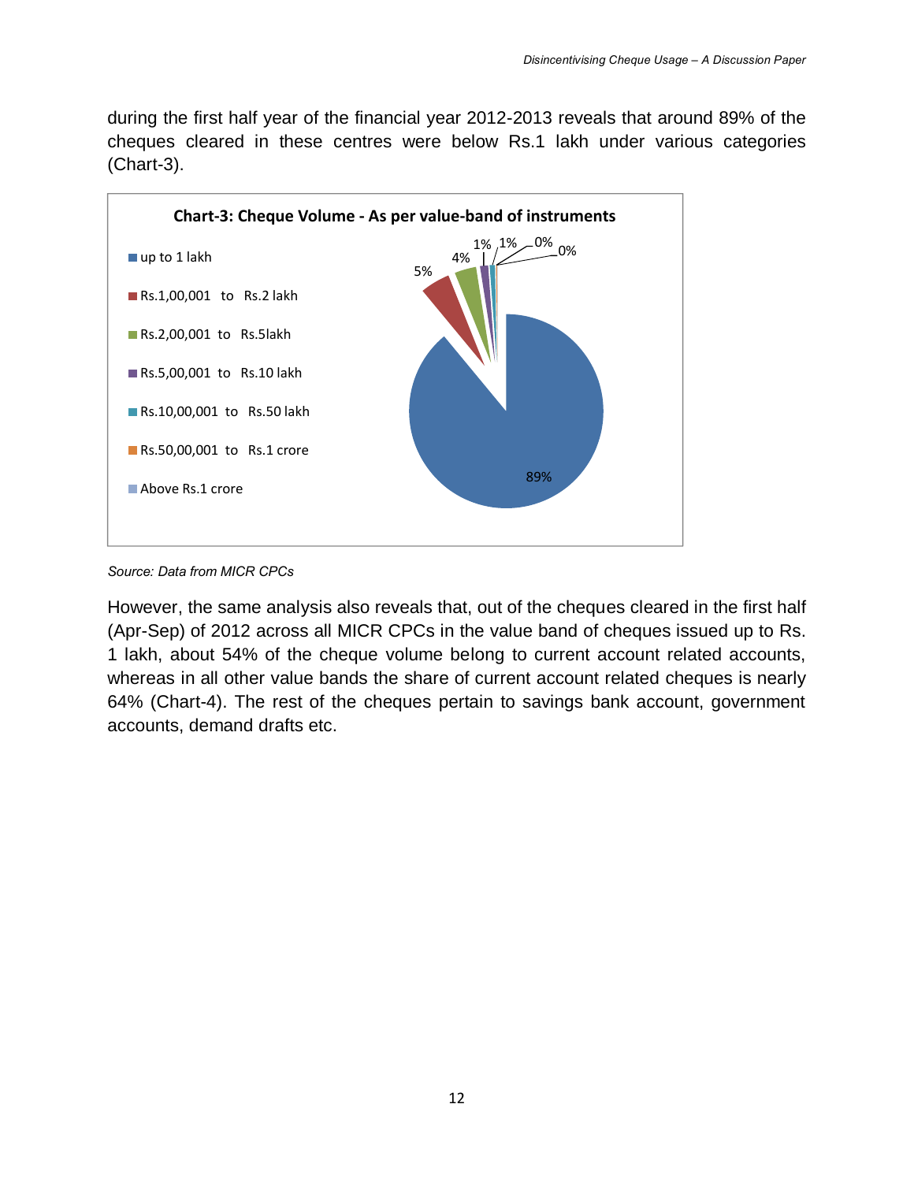during the first half year of the financial year 2012-2013 reveals that around 89% of the cheques cleared in these centres were below Rs.1 lakh under various categories (Chart-3).

**Chart-3: Cheque Volume - As per value-band of instruments**

| Value band | Share |
|---|---|
| up to 1 lakh | 89% |
| Rs.1,00,001 to Rs.2 lakh | 5% |
| Rs.2,00,001 to Rs.5lakh | 4% |
| Rs.5,00,001 to Rs.10 lakh | 1% |
| Rs.10,00,001 to Rs.50 lakh | 1% |
| Rs.50,00,001 to Rs.1 crore | 0% |
| Above Rs.1 crore | 0% |

*Source: Data from MICR CPCs*

However, the same analysis also reveals that, out of the cheques cleared in the first half (Apr-Sep) of 2012 across all MICR CPCs in the value band of cheques issued up to Rs. 1 lakh, about 54% of the cheque volume belong to current account related accounts, whereas in all other value bands the share of current account related cheques is nearly 64% (Chart-4). The rest of the cheques pertain to savings bank account, government accounts, demand drafts etc.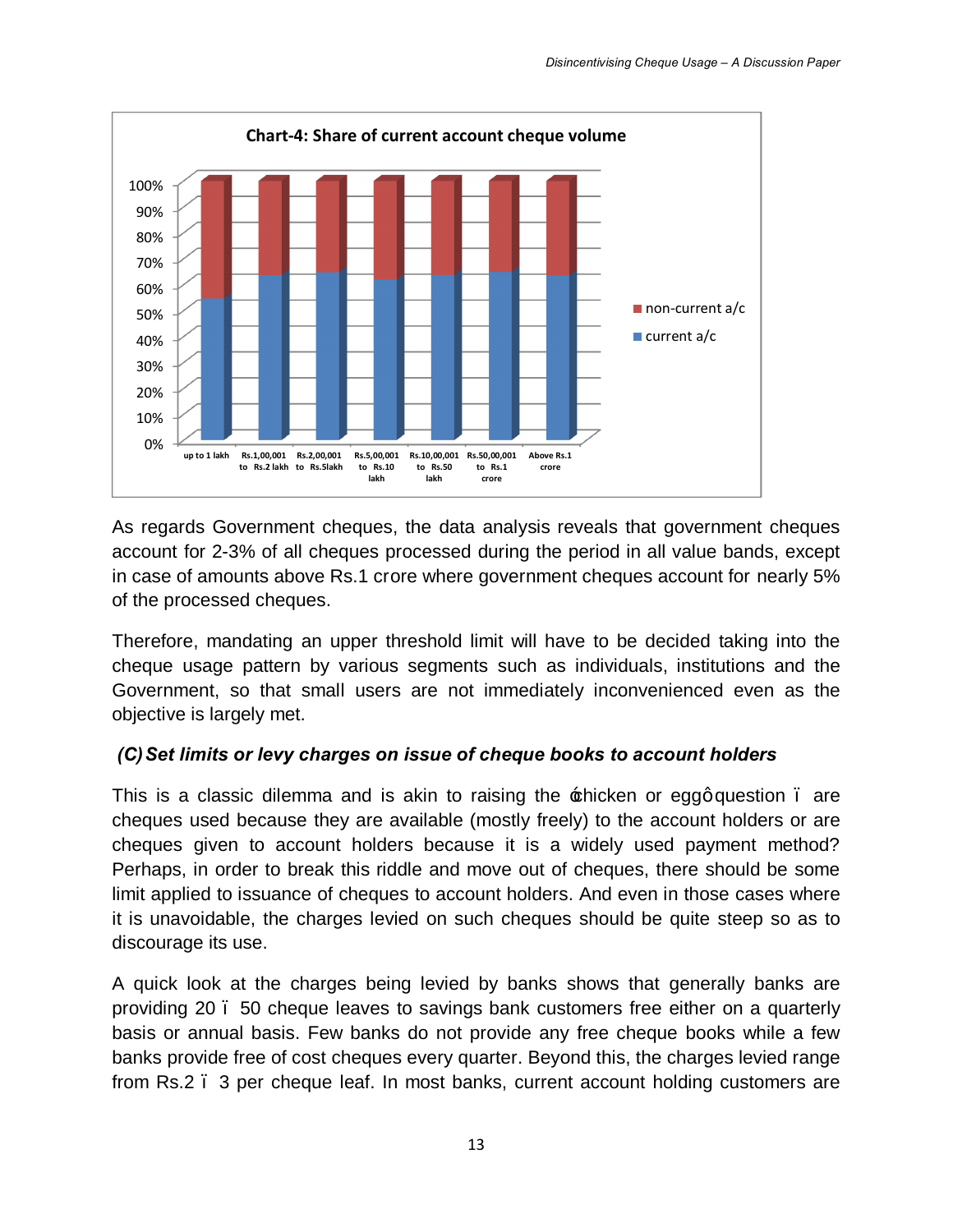**Chart-4: Share of current account cheque volume**

As regards Government cheques, the data analysis reveals that government cheques account for 2-3% of all cheques processed during the period in all value bands, except in case of amounts above Rs.1 crore where government cheques account for nearly 5% of the processed cheques.

Therefore, mandating an upper threshold limit will have to be decided taking into the cheque usage pattern by various segments such as individuals, institutions and the Government, so that small users are not immediately inconvenienced even as the objective is largely met.

### *(C) Set limits or levy charges on issue of cheque books to account holders*

This is a classic dilemma and is akin to raising the 'chicken or egg' question – are cheques used because they are available (mostly freely) to the account holders or are cheques given to account holders because it is a widely used payment method? Perhaps, in order to break this riddle and move out of cheques, there should be some limit applied to issuance of cheques to account holders. And even in those cases where it is unavoidable, the charges levied on such cheques should be quite steep so as to discourage its use.

A quick look at the charges being levied by banks shows that generally banks are providing 20 – 50 cheque leaves to savings bank customers free either on a quarterly basis or annual basis. Few banks do not provide any free cheque books while a few banks provide free of cost cheques every quarter. Beyond this, the charges levied range from Rs.2 – 3 per cheque leaf. In most banks, current account holding customers are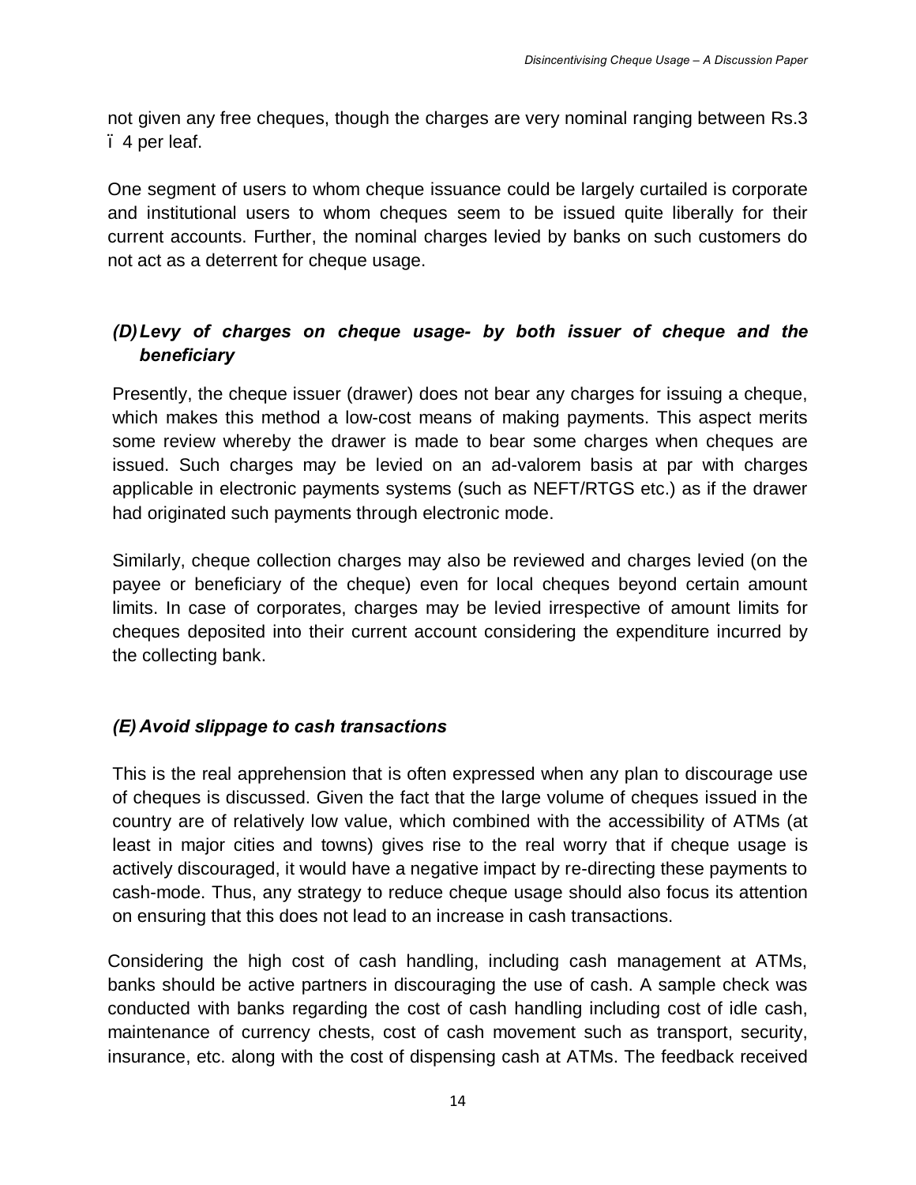not given any free cheques, though the charges are very nominal ranging between Rs.3 – 4 per leaf.

One segment of users to whom cheque issuance could be largely curtailed is corporate and institutional users to whom cheques seem to be issued quite liberally for their current accounts. Further, the nominal charges levied by banks on such customers do not act as a deterrent for cheque usage.

### *(D) Levy of charges on cheque usage- by both issuer of cheque and the beneficiary*

Presently, the cheque issuer (drawer) does not bear any charges for issuing a cheque, which makes this method a low-cost means of making payments. This aspect merits some review whereby the drawer is made to bear some charges when cheques are issued. Such charges may be levied on an ad-valorem basis at par with charges applicable in electronic payments systems (such as NEFT/RTGS etc.) as if the drawer had originated such payments through electronic mode.

Similarly, cheque collection charges may also be reviewed and charges levied (on the payee or beneficiary of the cheque) even for local cheques beyond certain amount limits. In case of corporates, charges may be levied irrespective of amount limits for cheques deposited into their current account considering the expenditure incurred by the collecting bank.

### *(E) Avoid slippage to cash transactions*

This is the real apprehension that is often expressed when any plan to discourage use of cheques is discussed. Given the fact that the large volume of cheques issued in the country are of relatively low value, which combined with the accessibility of ATMs (at least in major cities and towns) gives rise to the real worry that if cheque usage is actively discouraged, it would have a negative impact by re-directing these payments to cash-mode. Thus, any strategy to reduce cheque usage should also focus its attention on ensuring that this does not lead to an increase in cash transactions.

Considering the high cost of cash handling, including cash management at ATMs, banks should be active partners in discouraging the use of cash. A sample check was conducted with banks regarding the cost of cash handling including cost of idle cash, maintenance of currency chests, cost of cash movement such as transport, security, insurance, etc. along with the cost of dispensing cash at ATMs. The feedback received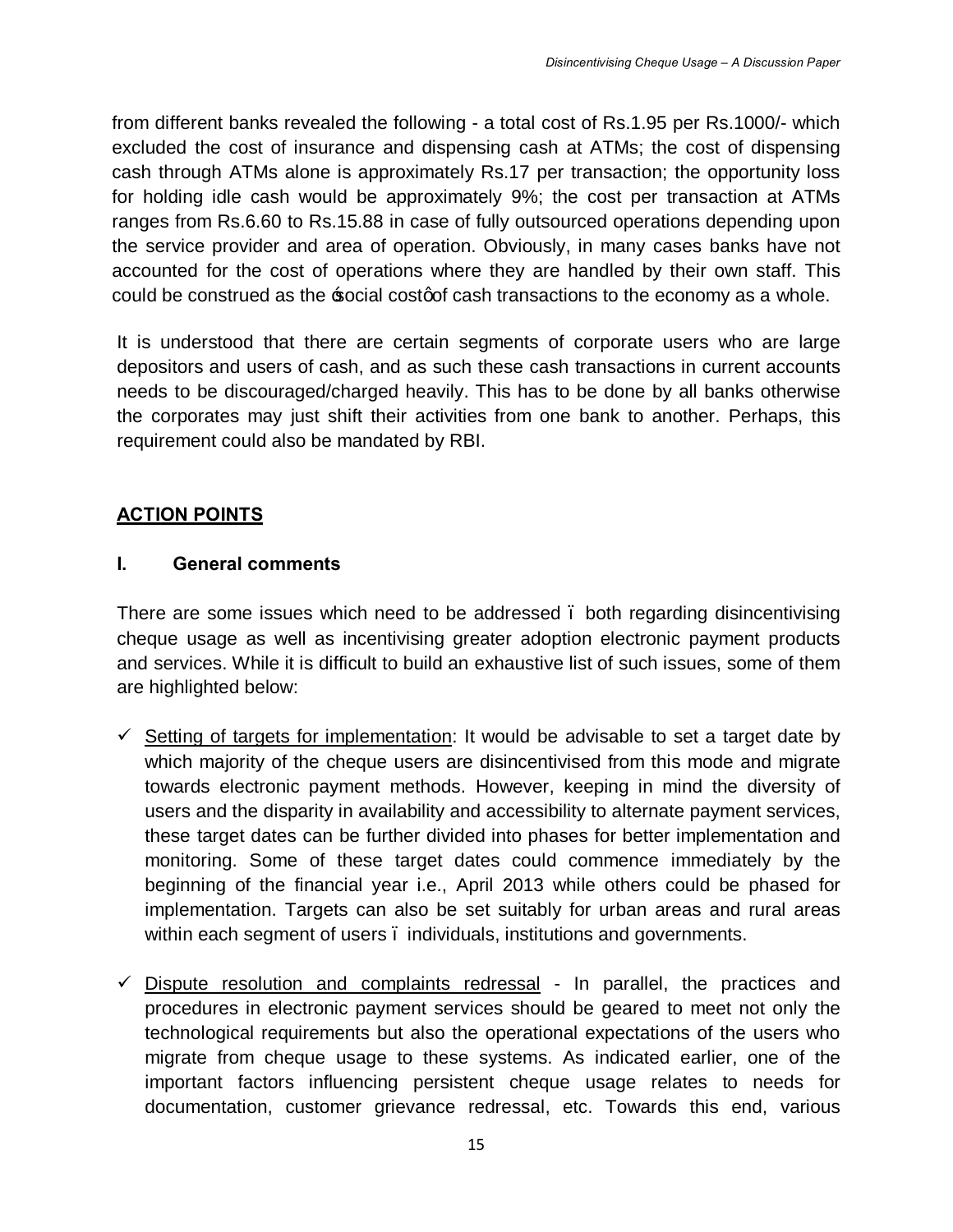from different banks revealed the following - a total cost of Rs.1.95 per Rs.1000/- which excluded the cost of insurance and dispensing cash at ATMs; the cost of dispensing cash through ATMs alone is approximately Rs.17 per transaction; the opportunity loss for holding idle cash would be approximately 9%; the cost per transaction at ATMs ranges from Rs.6.60 to Rs.15.88 in case of fully outsourced operations depending upon the service provider and area of operation. Obviously, in many cases banks have not accounted for the cost of operations where they are handled by their own staff. This could be construed as the 'social cost' of cash transactions to the economy as a whole.

It is understood that there are certain segments of corporate users who are large depositors and users of cash, and as such these cash transactions in current accounts needs to be discouraged/charged heavily. This has to be done by all banks otherwise the corporates may just shift their activities from one bank to another. Perhaps, this requirement could also be mandated by RBI.

## ACTION POINTS

### I. General comments

There are some issues which need to be addressed – both regarding disincentivising cheque usage as well as incentivising greater adoption electronic payment products and services. While it is difficult to build an exhaustive list of such issues, some of them are highlighted below:

- ✓ Setting of targets for implementation: It would be advisable to set a target date by which majority of the cheque users are disincentivised from this mode and migrate towards electronic payment methods. However, keeping in mind the diversity of users and the disparity in availability and accessibility to alternate payment services, these target dates can be further divided into phases for better implementation and monitoring. Some of these target dates could commence immediately by the beginning of the financial year i.e., April 2013 while others could be phased for implementation. Targets can also be set suitably for urban areas and rural areas within each segment of users – individuals, institutions and governments.

- ✓ Dispute resolution and complaints redressal - In parallel, the practices and procedures in electronic payment services should be geared to meet not only the technological requirements but also the operational expectations of the users who migrate from cheque usage to these systems. As indicated earlier, one of the important factors influencing persistent cheque usage relates to needs for documentation, customer grievance redressal, etc. Towards this end, various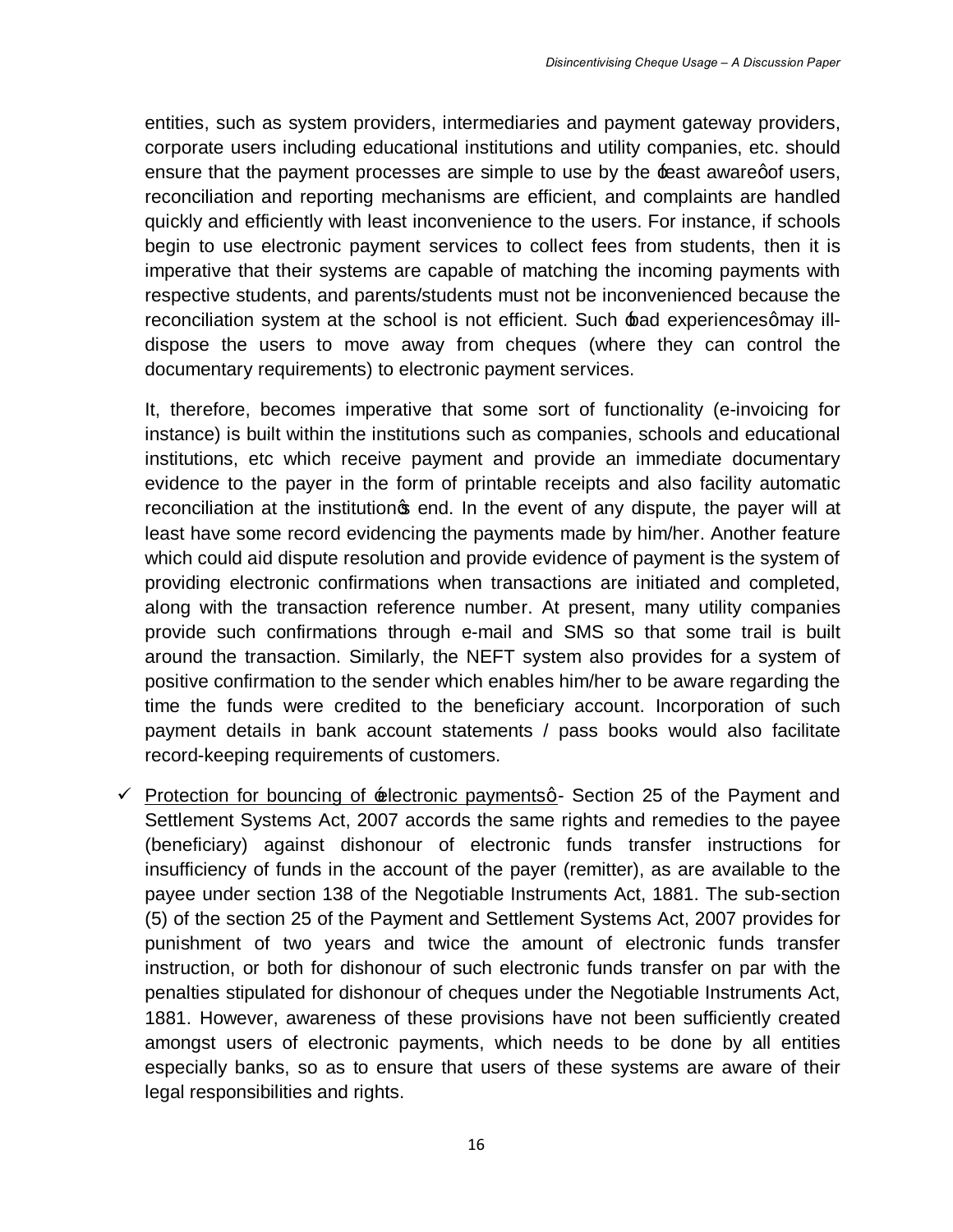entities, such as system providers, intermediaries and payment gateway providers, corporate users including educational institutions and utility companies, etc. should ensure that the payment processes are simple to use by the 'least aware' of users, reconciliation and reporting mechanisms are efficient, and complaints are handled quickly and efficiently with least inconvenience to the users. For instance, if schools begin to use electronic payment services to collect fees from students, then it is imperative that their systems are capable of matching the incoming payments with respective students, and parents/students must not be inconvenienced because the reconciliation system at the school is not efficient. Such 'bad experiences' may ill-dispose the users to move away from cheques (where they can control the documentary requirements) to electronic payment services.

It, therefore, becomes imperative that some sort of functionality (e-invoicing for instance) is built within the institutions such as companies, schools and educational institutions, etc which receive payment and provide an immediate documentary evidence to the payer in the form of printable receipts and also facility automatic reconciliation at the institution's end. In the event of any dispute, the payer will at least have some record evidencing the payments made by him/her. Another feature which could aid dispute resolution and provide evidence of payment is the system of providing electronic confirmations when transactions are initiated and completed, along with the transaction reference number. At present, many utility companies provide such confirmations through e-mail and SMS so that some trail is built around the transaction. Similarly, the NEFT system also provides for a system of positive confirmation to the sender which enables him/her to be aware regarding the time the funds were credited to the beneficiary account. Incorporation of such payment details in bank account statements / pass books would also facilitate record-keeping requirements of customers.

- ✓ <u>Protection for bouncing of 'electronic payments'</u>- Section 25 of the Payment and Settlement Systems Act, 2007 accords the same rights and remedies to the payee (beneficiary) against dishonour of electronic funds transfer instructions for insufficiency of funds in the account of the payer (remitter), as are available to the payee under section 138 of the Negotiable Instruments Act, 1881. The sub-section (5) of the section 25 of the Payment and Settlement Systems Act, 2007 provides for punishment of two years and twice the amount of electronic funds transfer instruction, or both for dishonour of such electronic funds transfer on par with the penalties stipulated for dishonour of cheques under the Negotiable Instruments Act, 1881. However, awareness of these provisions have not been sufficiently created amongst users of electronic payments, which needs to be done by all entities especially banks, so as to ensure that users of these systems are aware of their legal responsibilities and rights.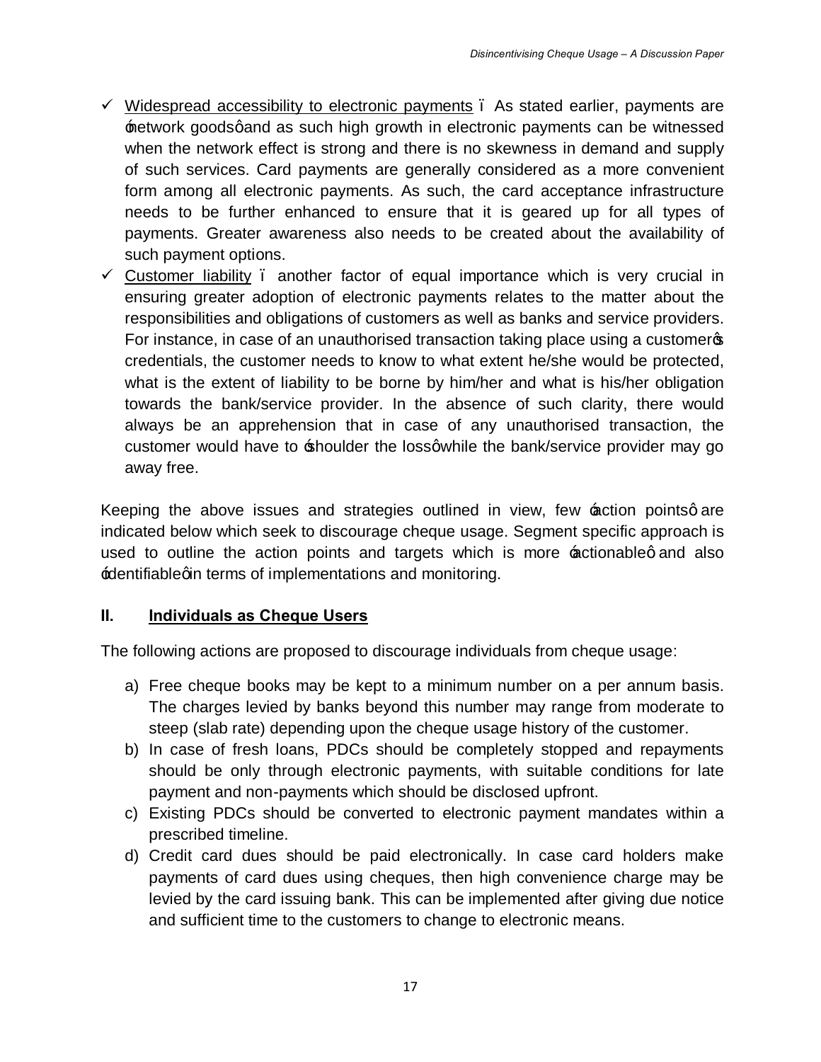- ✓ Widespread accessibility to electronic payments – As stated earlier, payments are 'network goods' and as such high growth in electronic payments can be witnessed when the network effect is strong and there is no skewness in demand and supply of such services. Card payments are generally considered as a more convenient form among all electronic payments. As such, the card acceptance infrastructure needs to be further enhanced to ensure that it is geared up for all types of payments. Greater awareness also needs to be created about the availability of such payment options.
- ✓ Customer liability – another factor of equal importance which is very crucial in ensuring greater adoption of electronic payments relates to the matter about the responsibilities and obligations of customers as well as banks and service providers. For instance, in case of an unauthorised transaction taking place using a customer's credentials, the customer needs to know to what extent he/she would be protected, what is the extent of liability to be borne by him/her and what is his/her obligation towards the bank/service provider. In the absence of such clarity, there would always be an apprehension that in case of any unauthorised transaction, the customer would have to 'shoulder the loss' while the bank/service provider may go away free.

Keeping the above issues and strategies outlined in view, few 'action points' are indicated below which seek to discourage cheque usage. Segment specific approach is used to outline the action points and targets which is more 'actionable' and also 'identifiable' in terms of implementations and monitoring.

## II. Individuals as Cheque Users

The following actions are proposed to discourage individuals from cheque usage:

a) Free cheque books may be kept to a minimum number on a per annum basis. The charges levied by banks beyond this number may range from moderate to steep (slab rate) depending upon the cheque usage history of the customer.
b) In case of fresh loans, PDCs should be completely stopped and repayments should be only through electronic payments, with suitable conditions for late payment and non-payments which should be disclosed upfront.
c) Existing PDCs should be converted to electronic payment mandates within a prescribed timeline.
d) Credit card dues should be paid electronically. In case card holders make payments of card dues using cheques, then high convenience charge may be levied by the card issuing bank. This can be implemented after giving due notice and sufficient time to the customers to change to electronic means.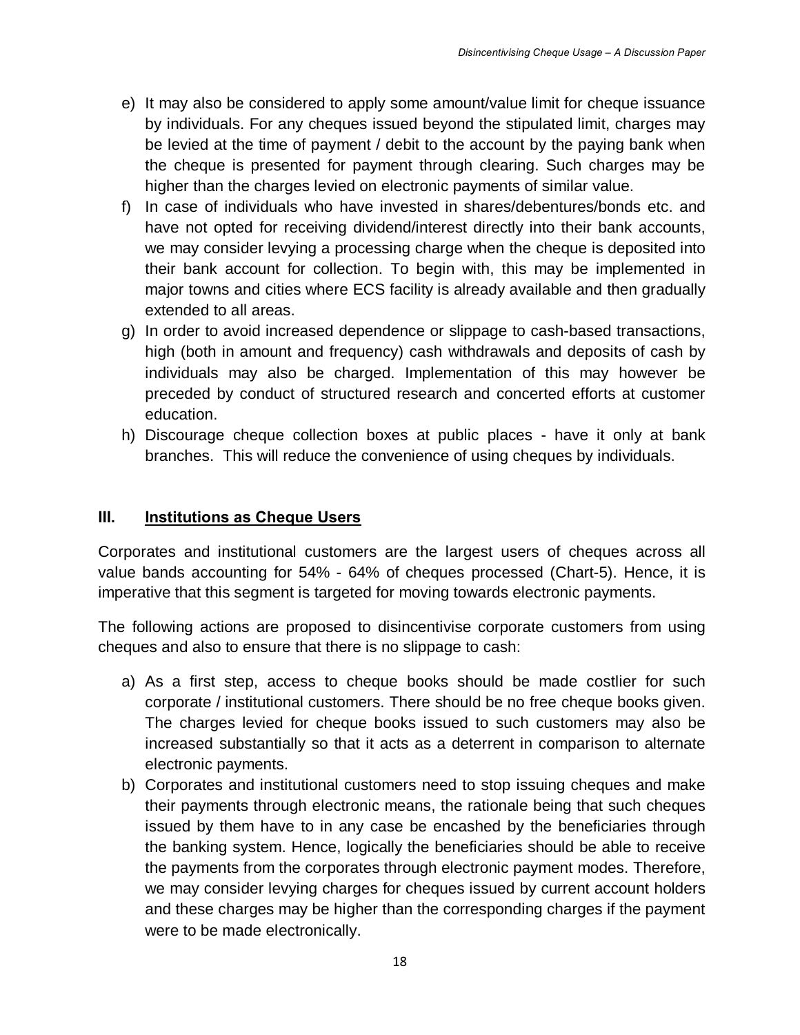e) It may also be considered to apply some amount/value limit for cheque issuance by individuals. For any cheques issued beyond the stipulated limit, charges may be levied at the time of payment / debit to the account by the paying bank when the cheque is presented for payment through clearing. Such charges may be higher than the charges levied on electronic payments of similar value.

f) In case of individuals who have invested in shares/debentures/bonds etc. and have not opted for receiving dividend/interest directly into their bank accounts, we may consider levying a processing charge when the cheque is deposited into their bank account for collection. To begin with, this may be implemented in major towns and cities where ECS facility is already available and then gradually extended to all areas.

g) In order to avoid increased dependence or slippage to cash-based transactions, high (both in amount and frequency) cash withdrawals and deposits of cash by individuals may also be charged. Implementation of this may however be preceded by conduct of structured research and concerted efforts at customer education.

h) Discourage cheque collection boxes at public places - have it only at bank branches. This will reduce the convenience of using cheques by individuals.

## III. Institutions as Cheque Users

Corporates and institutional customers are the largest users of cheques across all value bands accounting for 54% - 64% of cheques processed (Chart-5). Hence, it is imperative that this segment is targeted for moving towards electronic payments.

The following actions are proposed to disincentivise corporate customers from using cheques and also to ensure that there is no slippage to cash:

a) As a first step, access to cheque books should be made costlier for such corporate / institutional customers. There should be no free cheque books given. The charges levied for cheque books issued to such customers may also be increased substantially so that it acts as a deterrent in comparison to alternate electronic payments.

b) Corporates and institutional customers need to stop issuing cheques and make their payments through electronic means, the rationale being that such cheques issued by them have to in any case be encashed by the beneficiaries through the banking system. Hence, logically the beneficiaries should be able to receive the payments from the corporates through electronic payment modes. Therefore, we may consider levying charges for cheques issued by current account holders and these charges may be higher than the corresponding charges if the payment were to be made electronically.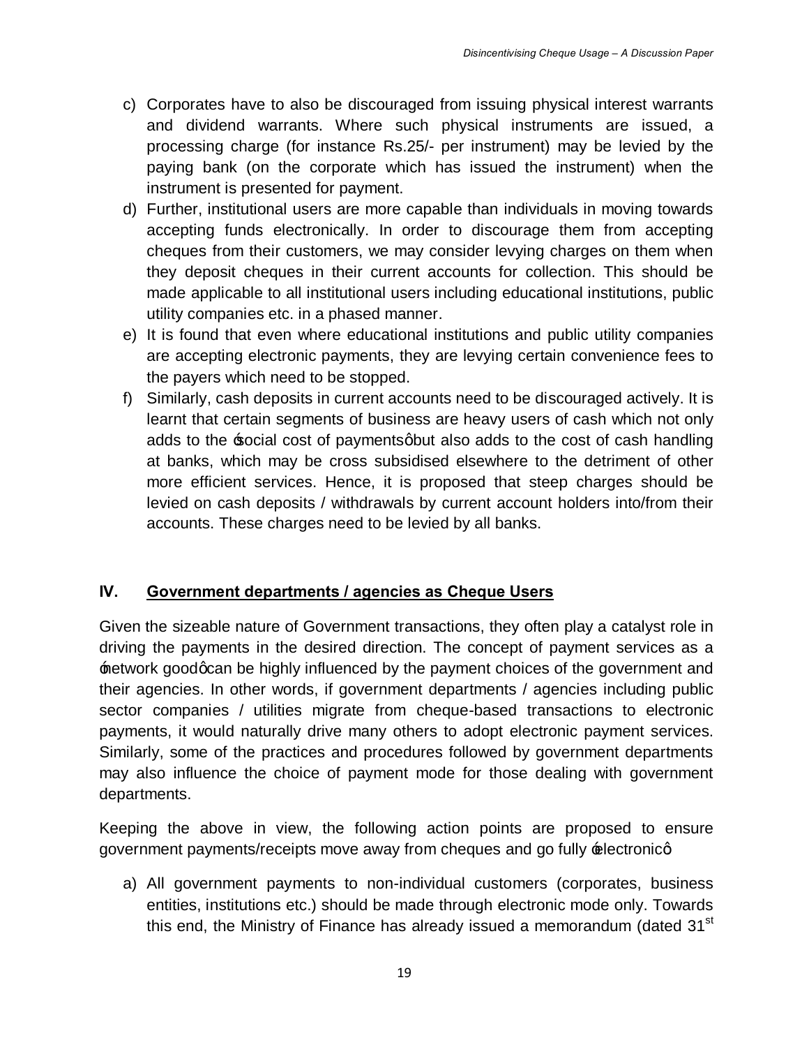c) Corporates have to also be discouraged from issuing physical interest warrants and dividend warrants. Where such physical instruments are issued, a processing charge (for instance Rs.25/- per instrument) may be levied by the paying bank (on the corporate which has issued the instrument) when the instrument is presented for payment.

d) Further, institutional users are more capable than individuals in moving towards accepting funds electronically. In order to discourage them from accepting cheques from their customers, we may consider levying charges on them when they deposit cheques in their current accounts for collection. This should be made applicable to all institutional users including educational institutions, public utility companies etc. in a phased manner.

e) It is found that even where educational institutions and public utility companies are accepting electronic payments, they are levying certain convenience fees to the payers which need to be stopped.

f) Similarly, cash deposits in current accounts need to be discouraged actively. It is learnt that certain segments of business are heavy users of cash which not only adds to the 'social cost of payments' but also adds to the cost of cash handling at banks, which may be cross subsidised elsewhere to the detriment of other more efficient services. Hence, it is proposed that steep charges should be levied on cash deposits / withdrawals by current account holders into/from their accounts. These charges need to be levied by all banks.

## IV. Government departments / agencies as Cheque Users

Given the sizeable nature of Government transactions, they often play a catalyst role in driving the payments in the desired direction. The concept of payment services as a 'network good' can be highly influenced by the payment choices of the government and their agencies. In other words, if government departments / agencies including public sector companies / utilities migrate from cheque-based transactions to electronic payments, it would naturally drive many others to adopt electronic payment services. Similarly, some of the practices and procedures followed by government departments may also influence the choice of payment mode for those dealing with government departments.

Keeping the above in view, the following action points are proposed to ensure government payments/receipts move away from cheques and go fully 'electronic':

a) All government payments to non-individual customers (corporates, business entities, institutions etc.) should be made through electronic mode only. Towards this end, the Ministry of Finance has already issued a memorandum (dated 31st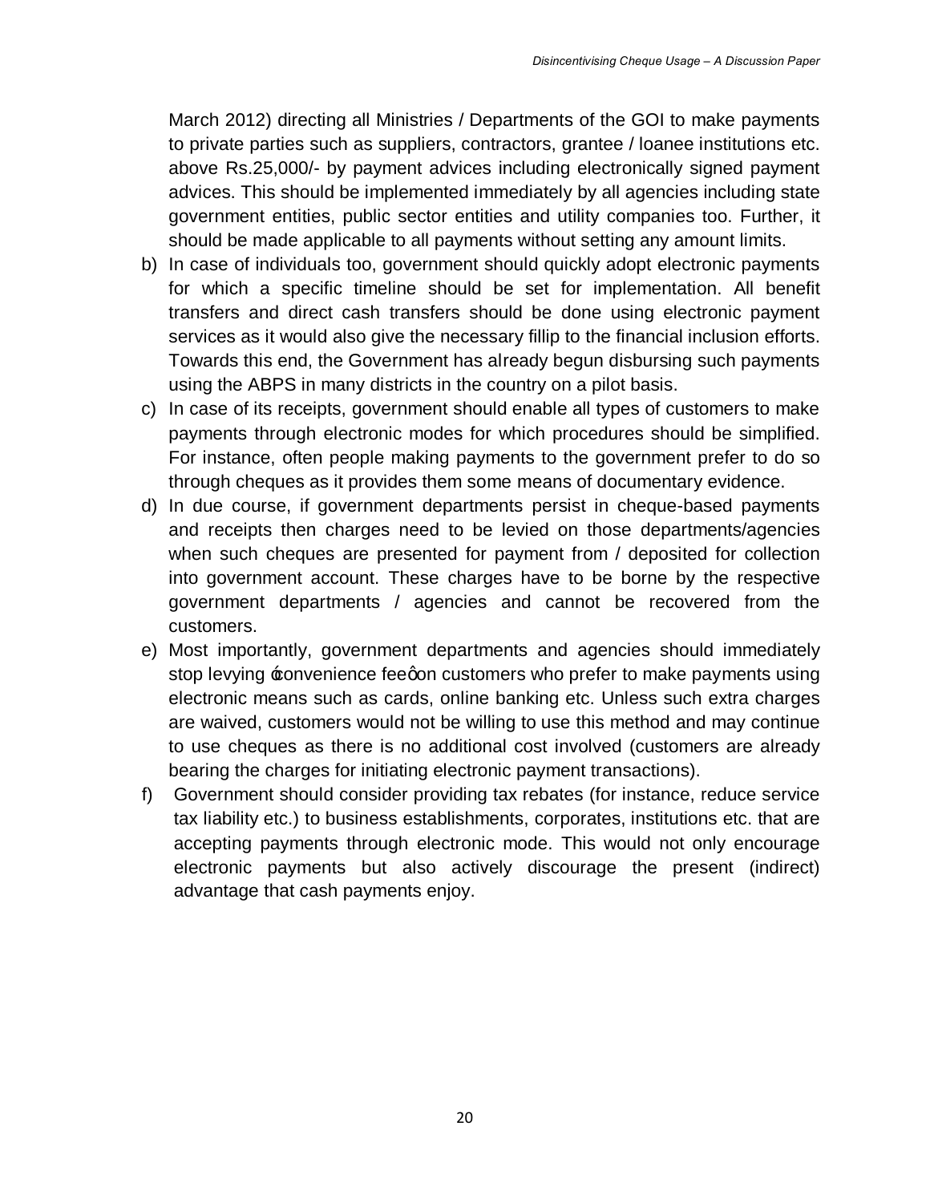March 2012) directing all Ministries / Departments of the GOI to make payments to private parties such as suppliers, contractors, grantee / loanee institutions etc. above Rs.25,000/- by payment advices including electronically signed payment advices. This should be implemented immediately by all agencies including state government entities, public sector entities and utility companies too. Further, it should be made applicable to all payments without setting any amount limits.

b) In case of individuals too, government should quickly adopt electronic payments for which a specific timeline should be set for implementation. All benefit transfers and direct cash transfers should be done using electronic payment services as it would also give the necessary fillip to the financial inclusion efforts. Towards this end, the Government has already begun disbursing such payments using the ABPS in many districts in the country on a pilot basis.

c) In case of its receipts, government should enable all types of customers to make payments through electronic modes for which procedures should be simplified. For instance, often people making payments to the government prefer to do so through cheques as it provides them some means of documentary evidence.

d) In due course, if government departments persist in cheque-based payments and receipts then charges need to be levied on those departments/agencies when such cheques are presented for payment from / deposited for collection into government account. These charges have to be borne by the respective government departments / agencies and cannot be recovered from the customers.

e) Most importantly, government departments and agencies should immediately stop levying 'convenience fee' on customers who prefer to make payments using electronic means such as cards, online banking etc. Unless such extra charges are waived, customers would not be willing to use this method and may continue to use cheques as there is no additional cost involved (customers are already bearing the charges for initiating electronic payment transactions).

f) Government should consider providing tax rebates (for instance, reduce service tax liability etc.) to business establishments, corporates, institutions etc. that are accepting payments through electronic mode. This would not only encourage electronic payments but also actively discourage the present (indirect) advantage that cash payments enjoy.